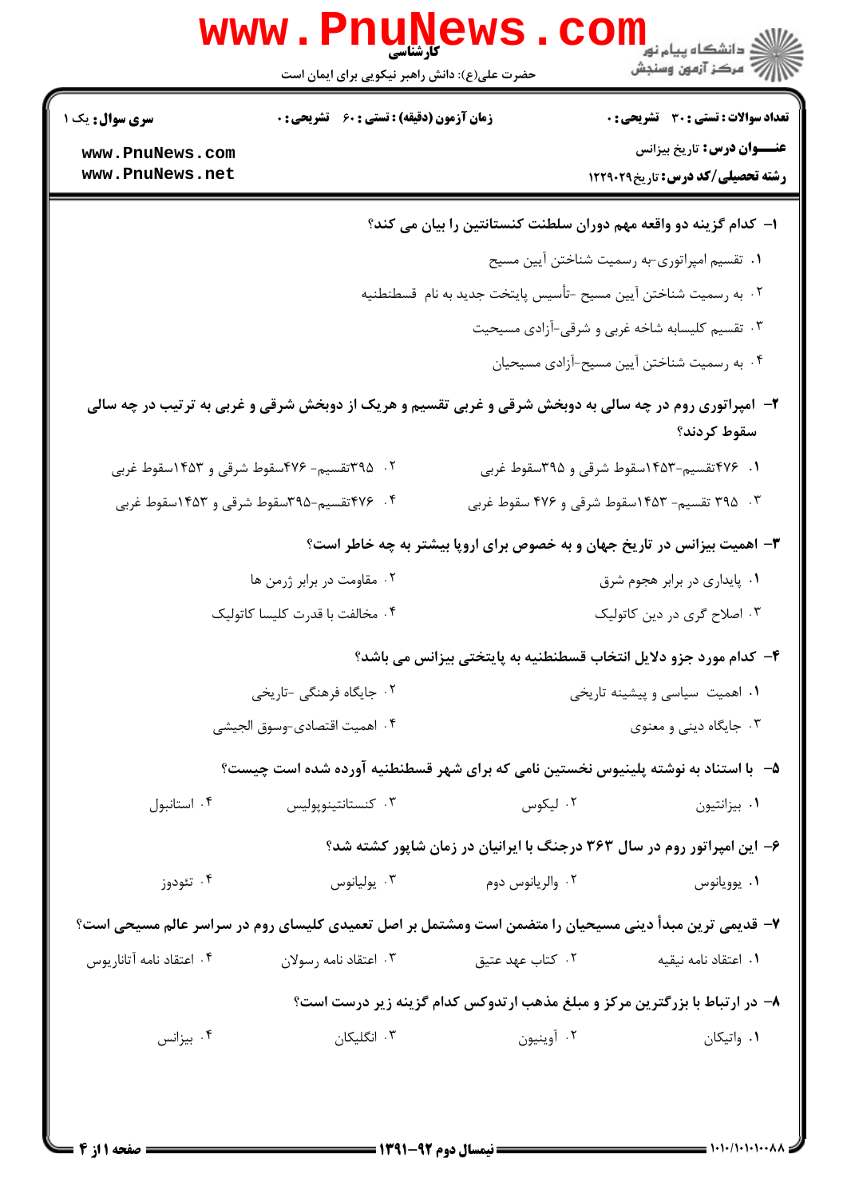کارشناسی

حضرت علی(ع): دانش راهبر نیکویی برای ایمان است

**سری سوال:** یک ۱

**زمان آزمون (دقیقه) : تستی : ۶۰ تشریحی : ۰**

**تعداد سوالات : تستی : ۳۰ تشریحی : ۰**

**عنـــوان درس:** تاریخ بیزانس

**رشته تحصیلی/کد درس:** تاریخ۱۲۲۹۰۲۹

**۱- کدام گزینه دو واقعه مهم دوران سلطنت کنستانتین را بیان می کند؟**

۱. تقسیم امپراتوری-به رسمیت شناختن آیین مسیح

۲. به رسمیت شناختن آیین مسیح -تأسیس پایتخت جدید به نام قسطنطنیه

۳. تقسیم کلیسابه شاخه غربی و شرقی-آزادی مسیحیت

۴. به رسمیت شناختن آیین مسیح-آزادی مسیحیان

**۲- امپراتوری روم در چه سالی به دوبخش شرقی و غربی تقسیم و هریک از دوبخش شرقی و غربی به ترتیب در چه سالی سقوط کردند؟**

۱. ۴۷۶تقسیم-۱۴۵۳سقوط شرقی و ۳۹۵سقوط غربی

۲. ۳۹۵تقسیم- ۴۷۶سقوط شرقی و ۱۴۵۳سقوط غربی

۳. ۳۹۵ تقسیم- ۱۴۵۳سقوط شرقی و ۴۷۶ سقوط غربی

۴. ۴۷۶تقسیم-۳۹۵سقوط شرقی و ۱۴۵۳سقوط غربی

**۳- اهمیت بیزانس در تاریخ جهان و به خصوص برای اروپا بیشتر به چه خاطر است؟**

۱. پایداری در برابر هجوم شرق

۲. مقاومت در برابر ژرمن ها

۳. اصلاح گری در دین کاتولیک

۴. مخالفت با قدرت کلیسا کاتولیک

**۴- کدام مورد جزو دلایل انتخاب قسطنطنیه به پایتختی بیزانس می باشد؟**

۱. اهمیت سیاسی و پیشینه تاریخی

۲. جایگاه فرهنگی -تاریخی

۳. جایگاه دینی و معنوی

۴. اهمیت اقتصادی-وسوق الجیشی

**۵- با استناد به نوشته پلینیوس نخستین نامی که برای شهر قسطنطنیه آورده شده است چیست؟**

۱. بیزانتیون

۲. لیکوس

۳. کنستانتینوپولیس

۴. استانبول

**۶- این امپراتور روم در سال ۳۶۳ درجنگ با ایرانیان در زمان شاپور کشته شد؟**

۱. یوویانوس

۲. والریانوس دوم

۳. یولیانوس

۴. تئودوز

**۷- قدیمی ترین مبدأ دینی مسیحیان را متضمن است ومشتمل بر اصل تعمیدی کلیسای روم در سراسر عالم مسیحی است؟**

۱. اعتقاد نامه نیقیه

۲. کتاب عهد عتیق

۳. اعتقاد نامه رسولان

۴. اعتقاد نامه آتاناریوس

**۸- در ارتباط با بزرگترین مرکز و مبلغ مذهب ارتدوکس کدام گزینه زیر درست است؟**

۱. واتیکان

۲. آوینیون

۳. انگلیکان

۴. بیزانس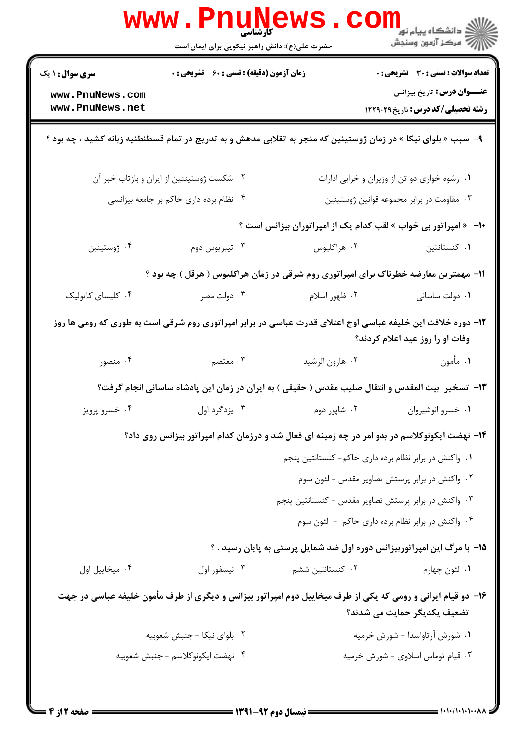**سری سوال:** ۱ یک

**زمان آزمون (دقیقه) : تستی :** ۶۰ **تشریحی :** ۰

**تعداد سوالات : تستی :** ۳۰ **تشریحی :** ۰

**عنـــوان درس:** تاریخ بیزانس

**رشته تحصیلی/کد درس:** تاریخ۱۲۲۹۰۲۹

۹- سبب « بلوای نیکا » در زمان ژوستینین که منجر به انقلابی مدهش و به تدریج در تمام قسطنطنیه زبانه کشید ، چه بود ؟

۱. رشوه خواری دو تن از وزیران و خرابی ادارات

۲. شکست ژوستینین از ایران و بازتاب خبر آن

۳. مقاومت در برابر مجموعه قوانین ژوستینین

۴. نظام برده داری حاکم بر جامعه بیزانسی

۱۰- « امپراتور بی خواب » لقب کدام یک از امپراتوران بیزانس است ؟

۱. کنستانتین

۲. هراکلیوس

۳. تیبریوس دوم

۴. ژوستینین

۱۱- مهمترین معارضه خطرناک برای امپراتوری روم شرقی در زمان هراکلیوس ( هرقل ) چه بود ؟

۱. دولت ساسانی

۲. ظهور اسلام

۳. دولت مصر

۴. کلیسای کاتولیک

۱۲- دوره خلافت این خلیفه عباسی اوج اعتلای قدرت عباسی در برابر امپراتوری روم شرقی است به طوری که رومی ها روز وفات او را روز عید اعلام کردند؟

۱. مأمون

۲. هارون الرشید

۳. معتصم

۴. منصور

۱۳- تسخیر بیت المقدس و انتقال صلیب مقدس ( حقیقی ) به ایران در زمان این پادشاه ساسانی انجام گرفت؟

۱. خسرو انوشیروان

۲. شاپور دوم

۳. یزدگرد اول

۴. خسرو پرویز

۱۴- نهضت ایکونوکلاسم در بدو امر در چه زمینه ای فعال شد و درزمان کدام امپراتور بیزانس روی داد؟

۱. واکنش در برابر نظام برده داری حاکم- کنستانتین پنجم

۲. واکنش در برابر پرستش تصاویر مقدس - لئون سوم

۳. واکنش در برابر پرستش تصاویر مقدس - کنستانتین پنجم

۴. واکنش در برابر نظام برده داری حاکم - لئون سوم

۱۵- با مرگ این امپراتوربیزانس دوره اول ضد شمایل پرستی به پایان رسید . ؟

۱. لئون چهارم

۲. کنستانتین ششم

۳. نیسفور اول

۴. میخاییل اول

۱۶- دو قیام ایرانی و رومی که یکی از طرف میخاییل دوم امپراتور بیزانس و دیگری از طرف مأمون خلیفه عباسی در جهت تضعیف یکدیگر حمایت می شدند؟

۱. شورش آرتاواسدا - شورش خرمیه

۲. بلوای نیکا - جنبش شعوبیه

۳. قیام توماس اسلاوی - شورش خرمیه

۴. نهضت ایکونوکلاسم - جنبش شعوبیه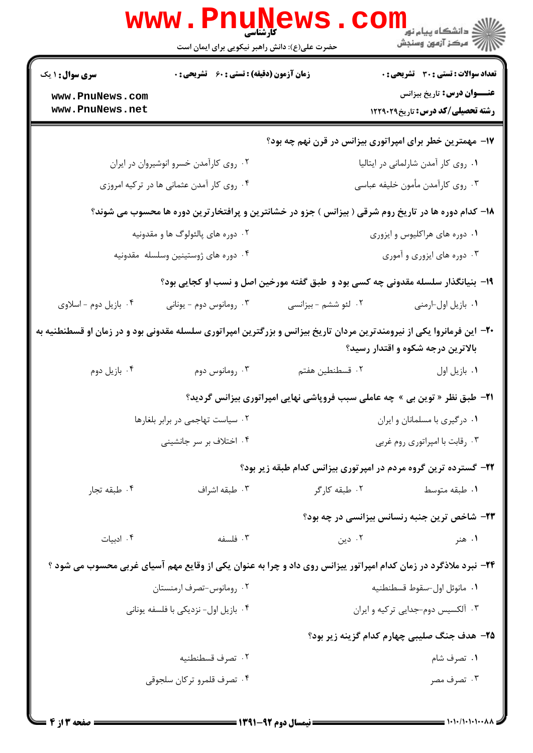۱۷- مهمترین خطر برای امپراتوری بیزانس در قرن نهم چه بود؟

۱. روی کار آمدن شارلمانی در ایتالیا

۲. روی کارآمدن خسرو انوشیروان در ایران

۳. روی کارآمدن مأمون خلیفه عباسی

۴. روی کار آمدن عثمانی ها در ترکیه امروزی

۱۸- کدام دوره ها در تاریخ روم شرقی ( بیزانس ) جزو در خشانترین و پرافتخارترین دوره ها محسوب می شوند؟

۱. دوره های هراکلیوس و ایزوری

۲. دوره های پالئولوگ ها و مقدونیه

۳. دوره های ایزوری و آموری

۴. دوره های ژوستینین وسلسله مقدونیه

۱۹- بنیانگذار سلسله مقدونی چه کسی بود و طبق گفته مورخین اصل و نسب او کجایی بود؟

۱. بازیل اول-ارمنی

۲. لئو ششم - بیزانسی

۳. رومانوس دوم - یونانی

۴. بازیل دوم - اسلاوی

۲۰- این فرمانروا یکی از نیرومندترین مردان تاریخ بیزانس و بزرگترین امپراتوری سلسله مقدونی بود و در زمان او قسطنطنیه به بالاترین درجه شکوه و اقتدار رسید؟

۱. بازیل اول

۲. قسطنطین هفتم

۳. رومانوس دوم

۴. بازیل دوم

۲۱- طبق نظر « توین بی » چه عاملی سبب فروپاشی نهایی امپراتوری بیزانس گردید؟

۱. درگیری با مسلمانان و ایران

۲. سیاست تهاجمی در برابر بلغارها

۳. رقابت با امپراتوری روم غربی

۴. اختلاف بر سر جانشینی

۲۲- گسترده ترین گروه مردم در امپرتوری بیزانس کدام طبقه زیر بود؟

۱. طبقه متوسط

۲. طبقه کارگر

۳. طبقه اشراف

۴. طبقه تجار

۲۳- شاخص ترین جنبه رنسانس بیزانسی در چه بود؟

۱. هنر

۲. دین

۳. فلسفه

۴. ادبیات

۲۴- نبرد ملاذگرد در زمان کدام امپراتور بیزانس روی داد و چرا به عنوان یکی از وقایع مهم آسیای غربی محسوب می شود ؟

۱. مانوئل اول-سقوط قسطنطنیه

۲. رومانوس-تصرف ارمنستان

۳. آلکسیس دوم-جدایی ترکیه و ایران

۴. بازیل اول- نزدیکی با فلسفه یونانی

۲۵- هدف جنگ صلیبی چهارم کدام گزینه زیر بود؟

۱. تصرف شام

۲. تصرف قسطنطنیه

۳. تصرف مصر

۴. تصرف قلمرو ترکان سلجوقی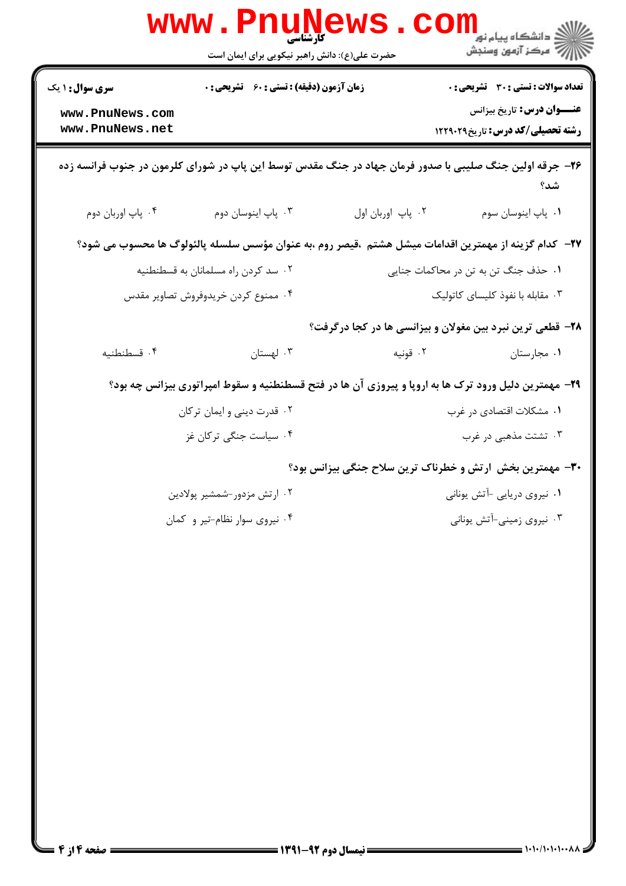۲۶- جرقه اولین جنگ صلیبی با صدور فرمان جهاد در جنگ مقدس توسط این پاپ در شورای کلرمون در جنوب فرانسه زده شد؟

۱. پاپ اینوسان سوم

۲. پاپ اوربان اول

۳. پاپ اینوسان دوم

۴. پاپ اوربان دوم

۲۷- کدام گزینه از مهمترین اقدامات میشل هشتم ،قیصر روم ،به عنوان مؤسس سلسله پالئولوگ ها محسوب می شود؟

۱. حذف جنگ تن به تن در محاکمات جنایی

۲. سد کردن راه مسلمانان به قسطنطنیه

۳. مقابله با نفوذ کلیسای کاتولیک

۴. ممنوع کردن خریدوفروش تصاویر مقدس

۲۸- قطعی ترین نبرد بین مغولان و بیزانسی ها در کجا درگرفت؟

۱. مجارستان

۲. قونیه

۳. لهستان

۴. قسطنطنیه

۲۹- مهمترین دلیل ورود ترک ها به اروپا و پیروزی آن ها در فتح قسطنطنیه و سقوط امپراتوری بیزانس چه بود؟

۱. مشکلات اقتصادی در غرب

۲. قدرت دینی و ایمان ترکان

۳. تشتت مذهبی در غرب

۴. سیاست جنگی ترکان غز

۳۰- مهمترین بخش ارتش و خطرناک ترین سلاح جنگی بیزانس بود؟

۱. نیروی دریایی -آتش یونانی

۲. ارتش مزدور-شمشیر پولادین

۳. نیروی زمینی-آتش یونانی

۴. نیروی سوار نظام-تیر و کمان